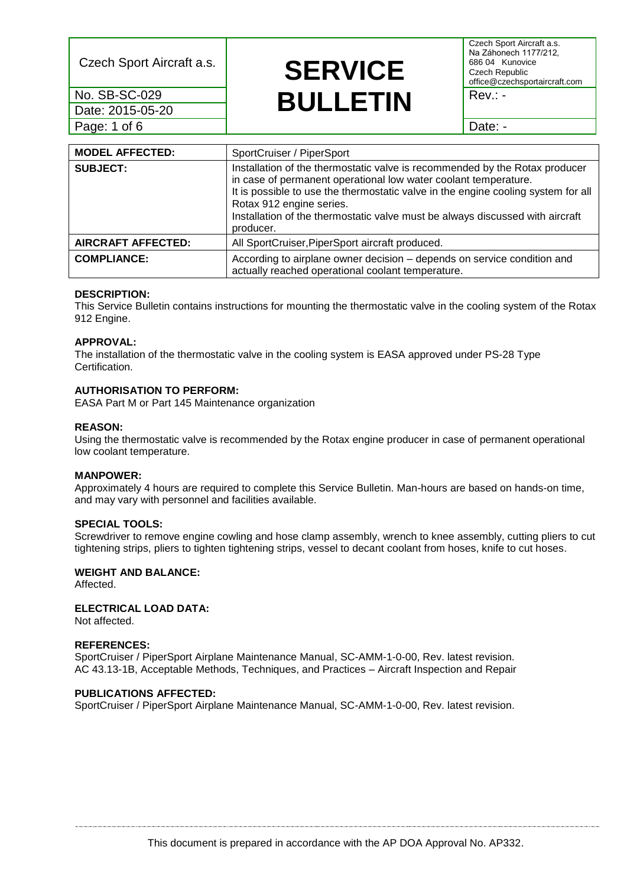| Czech Sport Aircraft a.s. | **SERVICE BULLETIN** | Czech Sport Aircraft a.s. Na Záhonech 1177/212, 686 04 Kunovice Czech Republic office@czechsportaircraft.com |
| --- | --- | --- |
| No. SB-SC-029 | | Rev.: - |
| Date: 2015-05-20 | | |
| | | Date: - |

| | |
| --- | --- |
| **MODEL AFFECTED:** | SportCruiser / PiperSport |
| **SUBJECT:** | Installation of the thermostatic valve is recommended by the Rotax producer in case of permanent operational low water coolant temperature. It is possible to use the thermostatic valve in the engine cooling system for all Rotax 912 engine series. Installation of the thermostatic valve must be always discussed with aircraft producer. |
| **AIRCRAFT AFFECTED:** | All SportCruiser,PiperSport aircraft produced. |
| **COMPLIANCE:** | According to airplane owner decision – depends on service condition and actually reached operational coolant temperature. |

**DESCRIPTION:**
This Service Bulletin contains instructions for mounting the thermostatic valve in the cooling system of the Rotax 912 Engine.

**APPROVAL:**
The installation of the thermostatic valve in the cooling system is EASA approved under PS-28 Type Certification.

**AUTHORISATION TO PERFORM:**
EASA Part M or Part 145 Maintenance organization

**REASON:**
Using the thermostatic valve is recommended by the Rotax engine producer in case of permanent operational low coolant temperature.

**MANPOWER:**
Approximately 4 hours are required to complete this Service Bulletin. Man-hours are based on hands-on time, and may vary with personnel and facilities available.

**SPECIAL TOOLS:**
Screwdriver to remove engine cowling and hose clamp assembly, wrench to knee assembly, cutting pliers to cut tightening strips, pliers to tighten tightening strips, vessel to decant coolant from hoses, knife to cut hoses.

**WEIGHT AND BALANCE:**
Affected.

**ELECTRICAL LOAD DATA:**
Not affected.

**REFERENCES:**
SportCruiser / PiperSport Airplane Maintenance Manual, SC-AMM-1-0-00, Rev. latest revision.
AC 43.13-1B, Acceptable Methods, Techniques, and Practices – Aircraft Inspection and Repair

**PUBLICATIONS AFFECTED:**
SportCruiser / PiperSport Airplane Maintenance Manual, SC-AMM-1-0-00, Rev. latest revision.

This document is prepared in accordance with the AP DOA Approval No. AP332.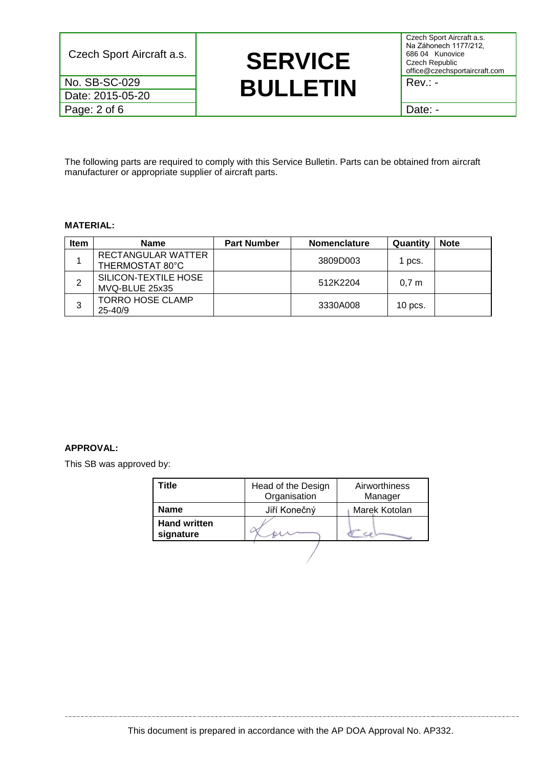The following parts are required to comply with this Service Bulletin. Parts can be obtained from aircraft manufacturer or appropriate supplier of aircraft parts.

**MATERIAL:**

| Item | Name | Part Number | Nomenclature | Quantity | Note |
|---|---|---|---|---|---|
| 1 | RECTANGULAR WATTER THERMOSTAT 80°C | | 3809D003 | 1 pcs. | |
| 2 | SILICON-TEXTILE HOSE MVQ-BLUE 25x35 | | 512K2204 | 0,7 m | |
| 3 | TORRO HOSE CLAMP 25-40/9 | | 3330A008 | 10 pcs. | |

**APPROVAL:**

This SB was approved by:

| Title | Head of the Design Organisation | Airworthiness Manager |
|---|---|---|
| **Name** | Jiří Konečný | Marek Kotolan |
| **Hand written signature** | | |

This document is prepared in accordance with the AP DOA Approval No. AP332.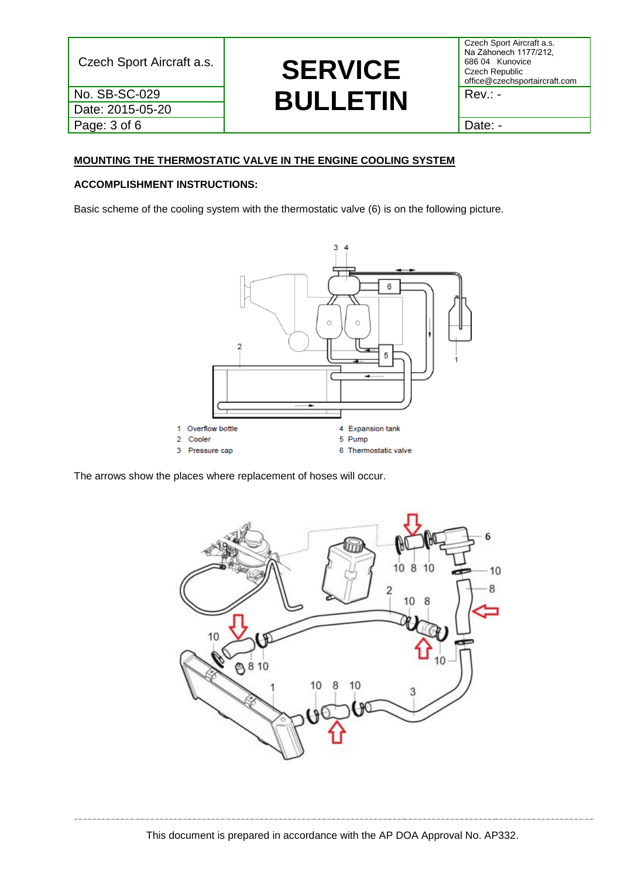## MOUNTING THE THERMOSTATIC VALVE IN THE ENGINE COOLING SYSTEM

**ACCOMPLISHMENT INSTRUCTIONS:**

Basic scheme of the cooling system with the thermostatic valve (6) is on the following picture.

1 Overflow bottle
2 Cooler
3 Pressure cap
4 Expansion tank
5 Pump
6 Thermostatic valve

The arrows show the places where replacement of hoses will occur.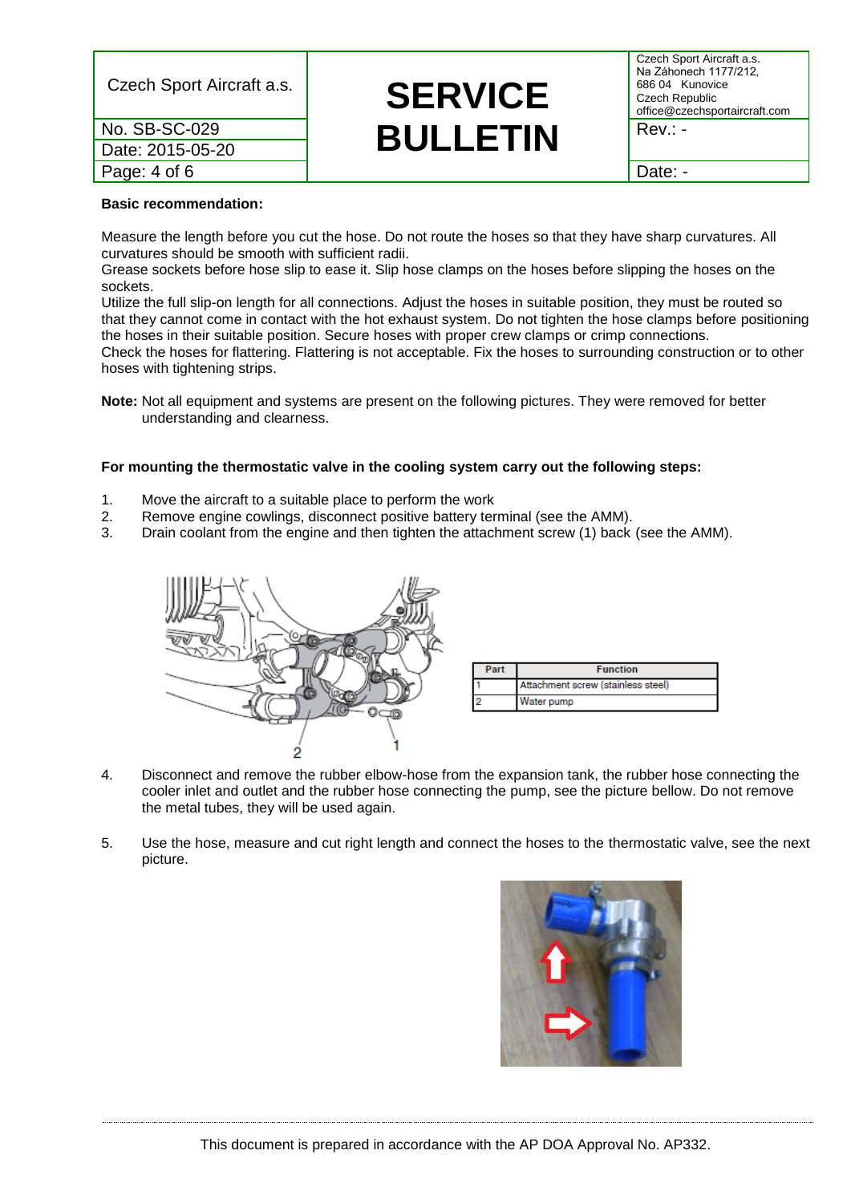**Basic recommendation:**

Measure the length before you cut the hose. Do not route the hoses so that they have sharp curvatures. All curvatures should be smooth with sufficient radii.
Grease sockets before hose slip to ease it. Slip hose clamps on the hoses before slipping the hoses on the sockets.
Utilize the full slip-on length for all connections. Adjust the hoses in suitable position, they must be routed so that they cannot come in contact with the hot exhaust system. Do not tighten the hose clamps before positioning the hoses in their suitable position. Secure hoses with proper crew clamps or crimp connections.
Check the hoses for flattering. Flattering is not acceptable. Fix the hoses to surrounding construction or to other hoses with tightening strips.

**Note:** Not all equipment and systems are present on the following pictures. They were removed for better understanding and clearness.

**For mounting the thermostatic valve in the cooling system carry out the following steps:**

1. Move the aircraft to a suitable place to perform the work
2. Remove engine cowlings, disconnect positive battery terminal (see the AMM).
3. Drain coolant from the engine and then tighten the attachment screw (1) back (see the AMM).

| Part | Function |
|---|---|
| 1 | Attachment screw (stainless steel) |
| 2 | Water pump |

4. Disconnect and remove the rubber elbow-hose from the expansion tank, the rubber hose connecting the cooler inlet and outlet and the rubber hose connecting the pump, see the picture bellow. Do not remove the metal tubes, they will be used again.

5. Use the hose, measure and cut right length and connect the hoses to the thermostatic valve, see the next picture.

This document is prepared in accordance with the AP DOA Approval No. AP332.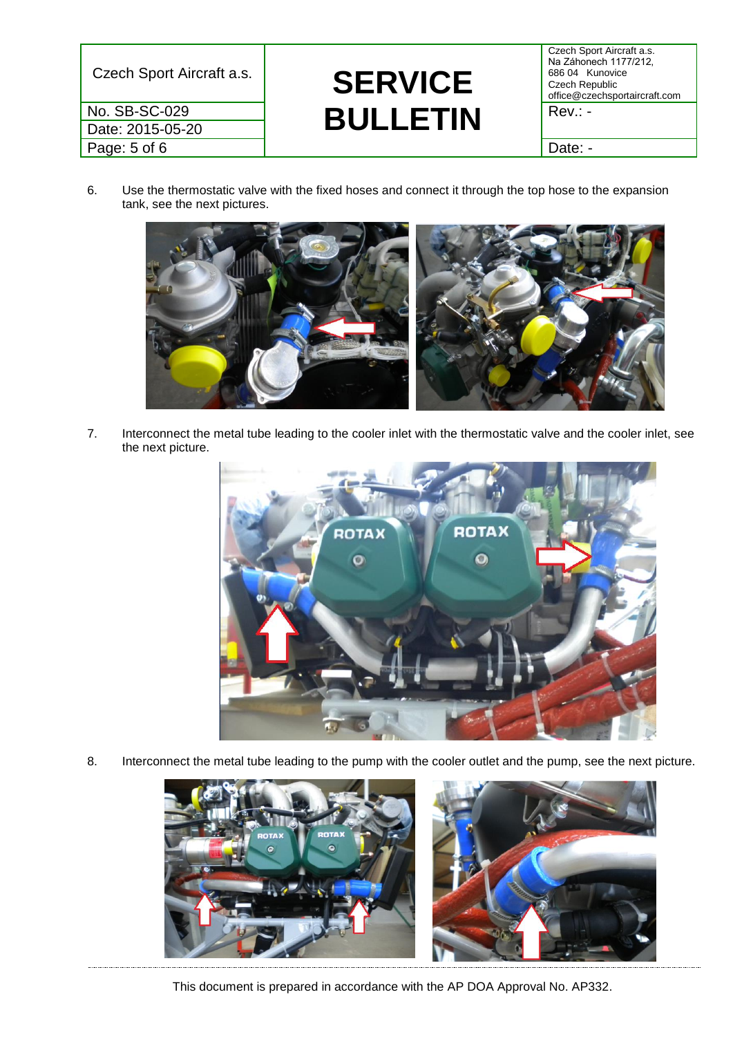6. Use the thermostatic valve with the fixed hoses and connect it through the top hose to the expansion tank, see the next pictures.

7. Interconnect the metal tube leading to the cooler inlet with the thermostatic valve and the cooler inlet, see the next picture.

8. Interconnect the metal tube leading to the pump with the cooler outlet and the pump, see the next picture.

This document is prepared in accordance with the AP DOA Approval No. AP332.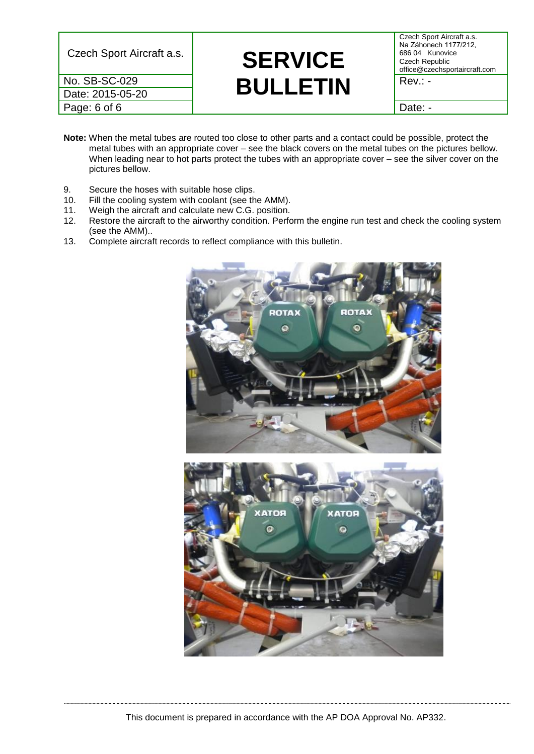**Note:** When the metal tubes are routed too close to other parts and a contact could be possible, protect the metal tubes with an appropriate cover – see the black covers on the metal tubes on the pictures bellow. When leading near to hot parts protect the tubes with an appropriate cover – see the silver cover on the pictures bellow.

9. Secure the hoses with suitable hose clips.
10. Fill the cooling system with coolant (see the AMM).
11. Weigh the aircraft and calculate new C.G. position.
12. Restore the aircraft to the airworthy condition. Perform the engine run test and check the cooling system (see the AMM)..
13. Complete aircraft records to reflect compliance with this bulletin.

This document is prepared in accordance with the AP DOA Approval No. AP332.